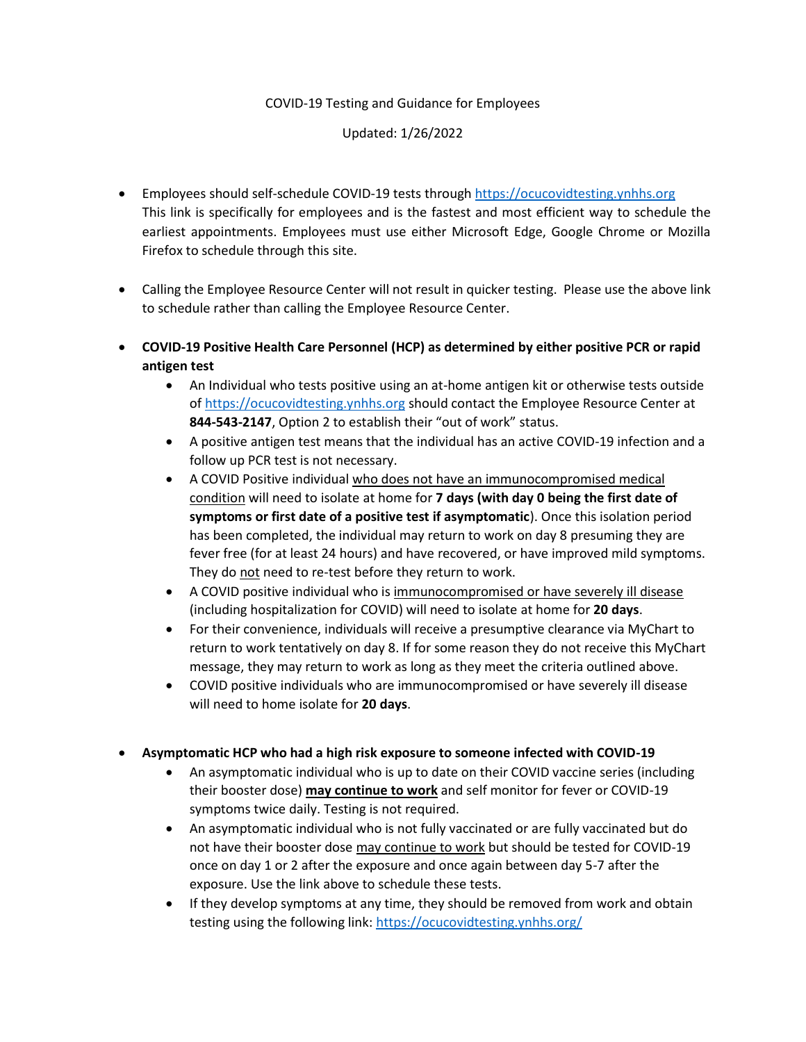# COVID-19 Testing and Guidance for Employees

Updated: 1/26/2022

- Employees should self-schedule COVID-19 tests through https://ocucovidtesting.ynhhs.org This link is specifically for employees and is the fastest and most efficient way to schedule the earliest appointments. Employees must use either Microsoft Edge, Google Chrome or Mozilla Firefox to schedule through this site.

- Calling the Employee Resource Center will not result in quicker testing. Please use the above link to schedule rather than calling the Employee Resource Center.

- **COVID-19 Positive Health Care Personnel (HCP) as determined by either positive PCR or rapid antigen test**
  - An Individual who tests positive using an at-home antigen kit or otherwise tests outside of https://ocucovidtesting.ynhhs.org should contact the Employee Resource Center at **844-543-2147**, Option 2 to establish their "out of work" status.
  - A positive antigen test means that the individual has an active COVID-19 infection and a follow up PCR test is not necessary.
  - A COVID Positive individual who does not have an immunocompromised medical condition will need to isolate at home for **7 days (with day 0 being the first date of symptoms or first date of a positive test if asymptomatic**). Once this isolation period has been completed, the individual may return to work on day 8 presuming they are fever free (for at least 24 hours) and have recovered, or have improved mild symptoms. They do not need to re-test before they return to work.
  - A COVID positive individual who is immunocompromised or have severely ill disease (including hospitalization for COVID) will need to isolate at home for **20 days**.
  - For their convenience, individuals will receive a presumptive clearance via MyChart to return to work tentatively on day 8. If for some reason they do not receive this MyChart message, they may return to work as long as they meet the criteria outlined above.
  - COVID positive individuals who are immunocompromised or have severely ill disease will need to home isolate for **20 days**.

- **Asymptomatic HCP who had a high risk exposure to someone infected with COVID-19**
  - An asymptomatic individual who is up to date on their COVID vaccine series (including their booster dose) **may continue to work** and self monitor for fever or COVID-19 symptoms twice daily. Testing is not required.
  - An asymptomatic individual who is not fully vaccinated or are fully vaccinated but do not have their booster dose may continue to work but should be tested for COVID-19 once on day 1 or 2 after the exposure and once again between day 5-7 after the exposure. Use the link above to schedule these tests.
  - If they develop symptoms at any time, they should be removed from work and obtain testing using the following link: https://ocucovidtesting.ynhhs.org/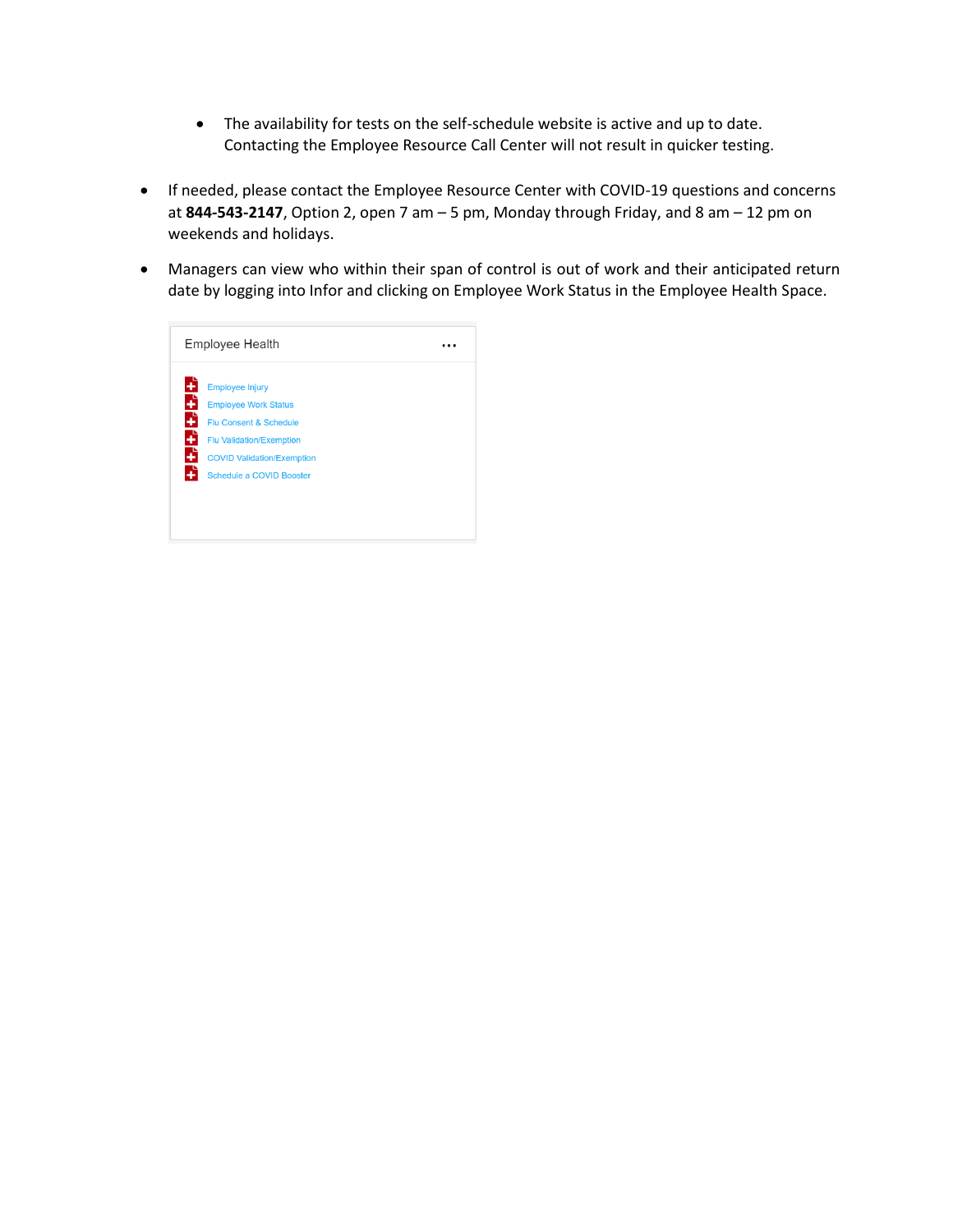- The availability for tests on the self-schedule website is active and up to date. Contacting the Employee Resource Call Center will not result in quicker testing.

- If needed, please contact the Employee Resource Center with COVID-19 questions and concerns at **844-543-2147**, Option 2, open 7 am – 5 pm, Monday through Friday, and 8 am – 12 pm on weekends and holidays.

- Managers can view who within their span of control is out of work and their anticipated return date by logging into Infor and clicking on Employee Work Status in the Employee Health Space.

Employee Health

- Employee Injury
- Employee Work Status
- Flu Consent & Schedule
- Flu Validation/Exemption
- COVID Validation/Exemption
- Schedule a COVID Booster